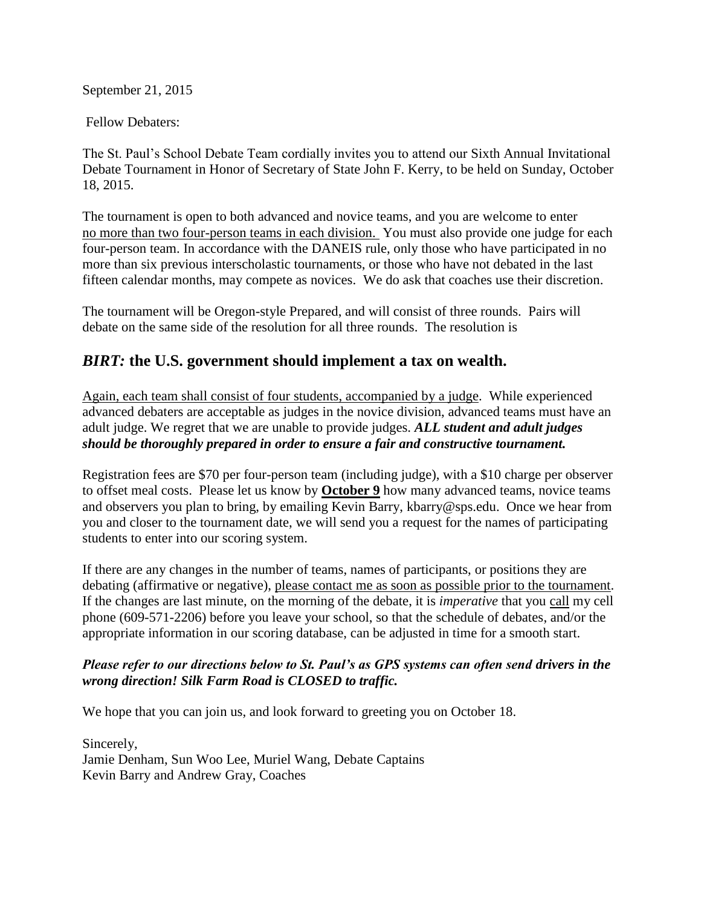September 21, 2015

Fellow Debaters:

The St. Paul's School Debate Team cordially invites you to attend our Sixth Annual Invitational Debate Tournament in Honor of Secretary of State John F. Kerry, to be held on Sunday, October 18, 2015.

The tournament is open to both advanced and novice teams, and you are welcome to enter no more than two four-person teams in each division. You must also provide one judge for each four-person team. In accordance with the DANEIS rule, only those who have participated in no more than six previous interscholastic tournaments, or those who have not debated in the last fifteen calendar months, may compete as novices. We do ask that coaches use their discretion.

The tournament will be Oregon-style Prepared, and will consist of three rounds. Pairs will debate on the same side of the resolution for all three rounds. The resolution is

## *BIRT:* the U.S. government should implement a tax on wealth.

Again, each team shall consist of four students, accompanied by a judge. While experienced advanced debaters are acceptable as judges in the novice division, advanced teams must have an adult judge. We regret that we are unable to provide judges. ***ALL student and adult judges should be thoroughly prepared in order to ensure a fair and constructive tournament.***

Registration fees are $70 per four-person team (including judge), with a $10 charge per observer to offset meal costs. Please let us know by **October 9** how many advanced teams, novice teams and observers you plan to bring, by emailing Kevin Barry, kbarry@sps.edu. Once we hear from you and closer to the tournament date, we will send you a request for the names of participating students to enter into our scoring system.

If there are any changes in the number of teams, names of participants, or positions they are debating (affirmative or negative), please contact me as soon as possible prior to the tournament. If the changes are last minute, on the morning of the debate, it is *imperative* that you call my cell phone (609-571-2206) before you leave your school, so that the schedule of debates, and/or the appropriate information in our scoring database, can be adjusted in time for a smooth start.

***Please refer to our directions below to St. Paul's as GPS systems can often send drivers in the wrong direction! Silk Farm Road is CLOSED to traffic.***

We hope that you can join us, and look forward to greeting you on October 18.

Sincerely,
Jamie Denham, Sun Woo Lee, Muriel Wang, Debate Captains
Kevin Barry and Andrew Gray, Coaches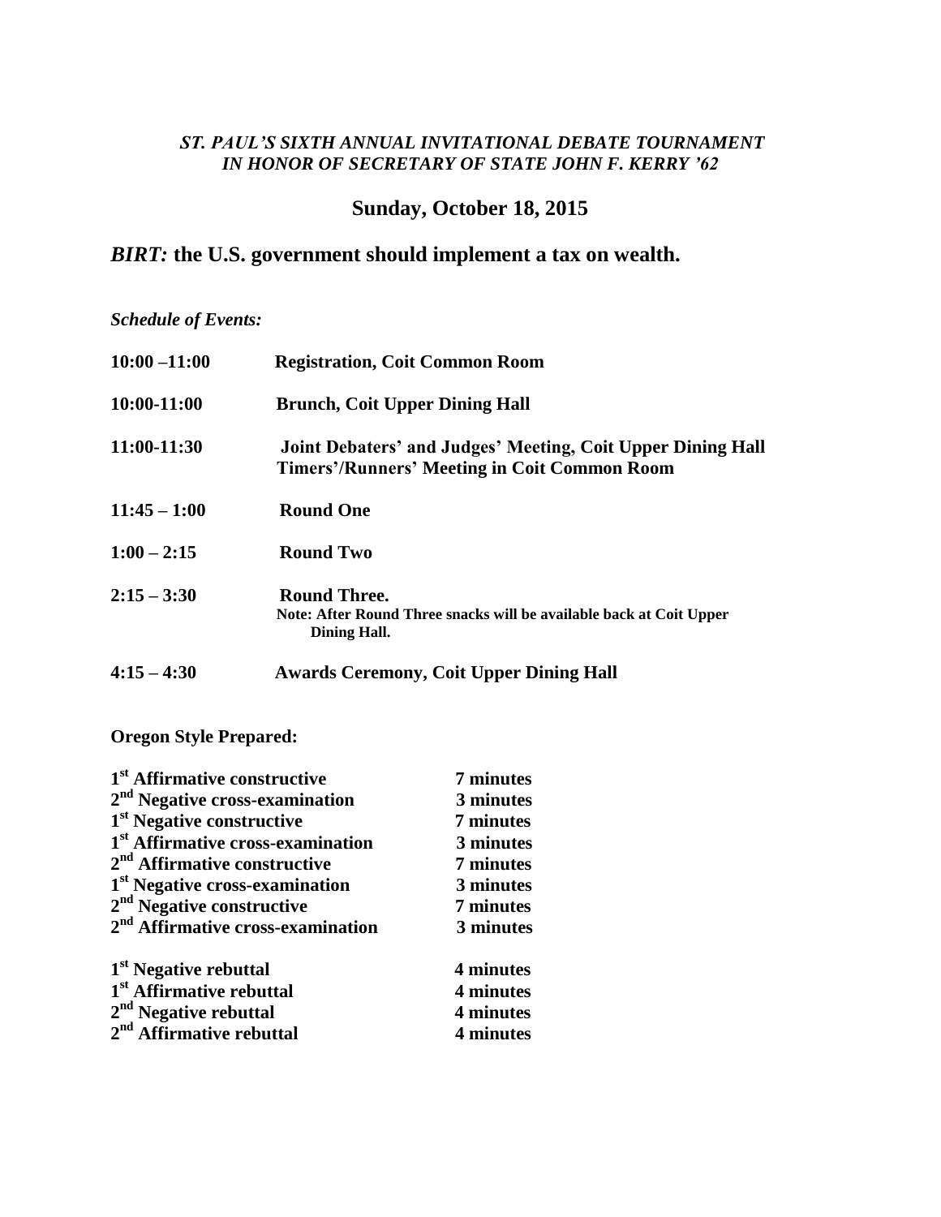*ST. PAUL'S SIXTH ANNUAL INVITATIONAL DEBATE TOURNAMENT*
*IN HONOR OF SECRETARY OF STATE JOHN F. KERRY '62*

## Sunday, October 18, 2015

## *BIRT:* the U.S. government should implement a tax on wealth.

*Schedule of Events:*

| | |
|---|---|
| **10:00 –11:00** | **Registration, Coit Common Room** |
| **10:00-11:00** | **Brunch, Coit Upper Dining Hall** |
| **11:00-11:30** | **Joint Debaters' and Judges' Meeting, Coit Upper Dining Hall**<br>**Timers'/Runners' Meeting in Coit Common Room** |
| **11:45 – 1:00** | **Round One** |
| **1:00 – 2:15** | **Round Two** |
| **2:15 – 3:30** | **Round Three.**<br>**Note: After Round Three snacks will be available back at Coit Upper Dining Hall.** |
| **4:15 – 4:30** | **Awards Ceremony, Coit Upper Dining Hall** |

**Oregon Style Prepared:**

| | |
|---|---|
| **1st Affirmative constructive** | **7 minutes** |
| **2nd Negative cross-examination** | **3 minutes** |
| **1st Negative constructive** | **7 minutes** |
| **1st Affirmative cross-examination** | **3 minutes** |
| **2nd Affirmative constructive** | **7 minutes** |
| **1st Negative cross-examination** | **3 minutes** |
| **2nd Negative constructive** | **7 minutes** |
| **2nd Affirmative cross-examination** | **3 minutes** |
| **1st Negative rebuttal** | **4 minutes** |
| **1st Affirmative rebuttal** | **4 minutes** |
| **2nd Negative rebuttal** | **4 minutes** |
| **2nd Affirmative rebuttal** | **4 minutes** |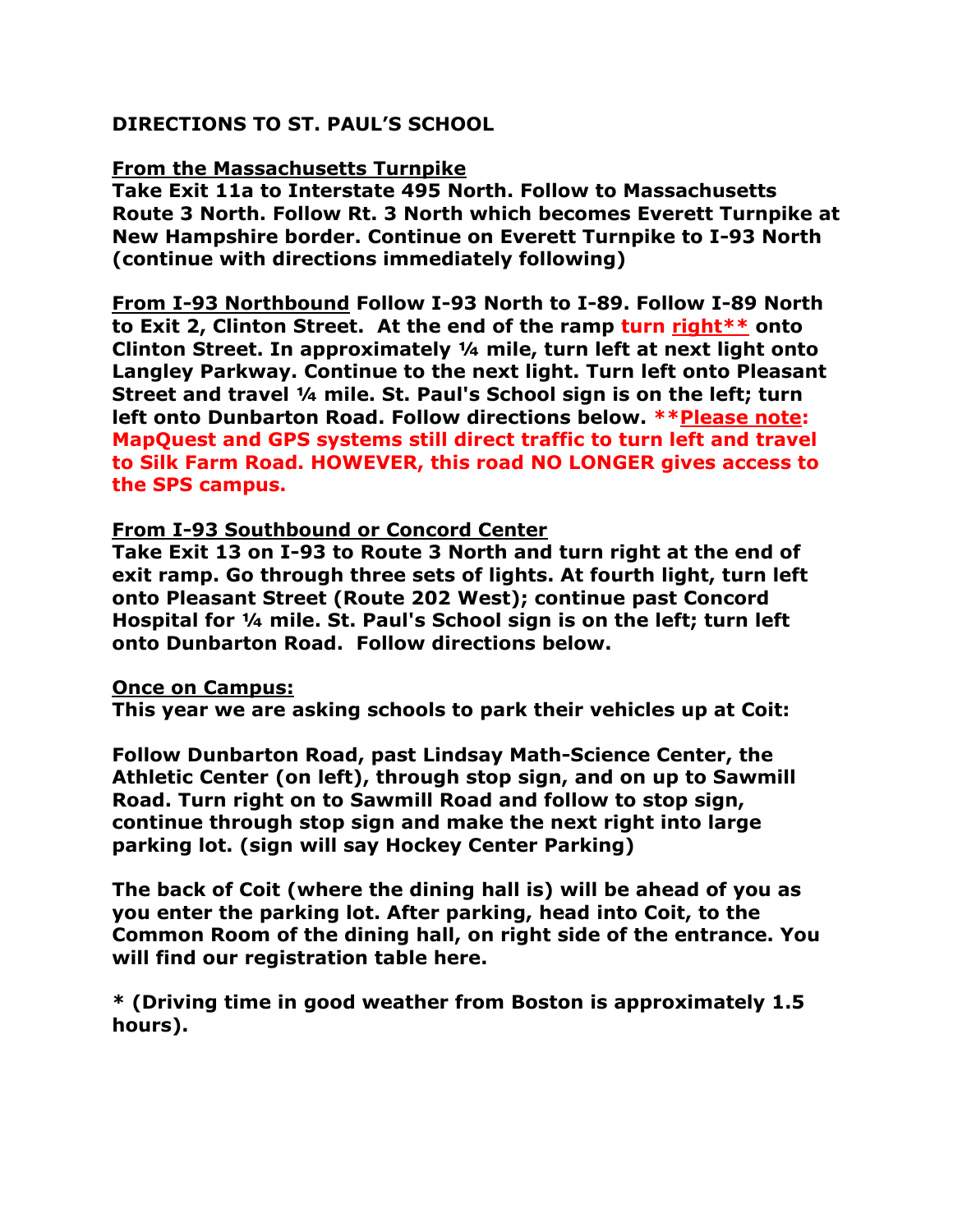## DIRECTIONS TO ST. PAUL'S SCHOOL

**From the Massachusetts Turnpike**
**Take Exit 11a to Interstate 495 North. Follow to Massachusetts Route 3 North. Follow Rt. 3 North which becomes Everett Turnpike at New Hampshire border. Continue on Everett Turnpike to I-93 North (continue with directions immediately following)**

**From I-93 Northbound Follow I-93 North to I-89. Follow I-89 North to Exit 2, Clinton Street. At the end of the ramp turn right** onto Clinton Street. In approximately ¼ mile, turn left at next light onto Langley Parkway. Continue to the next light. Turn left onto Pleasant Street and travel ¼ mile. St. Paul's School sign is on the left; turn left onto Dunbarton Road. Follow directions below. **Please note: MapQuest and GPS systems still direct traffic to turn left and travel to Silk Farm Road. HOWEVER, this road NO LONGER gives access to the SPS campus.**

**From I-93 Southbound or Concord Center**
**Take Exit 13 on I-93 to Route 3 North and turn right at the end of exit ramp. Go through three sets of lights. At fourth light, turn left onto Pleasant Street (Route 202 West); continue past Concord Hospital for ¼ mile. St. Paul's School sign is on the left; turn left onto Dunbarton Road. Follow directions below.**

**Once on Campus:**
**This year we are asking schools to park their vehicles up at Coit:**

**Follow Dunbarton Road, past Lindsay Math-Science Center, the Athletic Center (on left), through stop sign, and on up to Sawmill Road. Turn right on to Sawmill Road and follow to stop sign, continue through stop sign and make the next right into large parking lot. (sign will say Hockey Center Parking)**

**The back of Coit (where the dining hall is) will be ahead of you as you enter the parking lot. After parking, head into Coit, to the Common Room of the dining hall, on right side of the entrance. You will find our registration table here.**

**\* (Driving time in good weather from Boston is approximately 1.5 hours).**